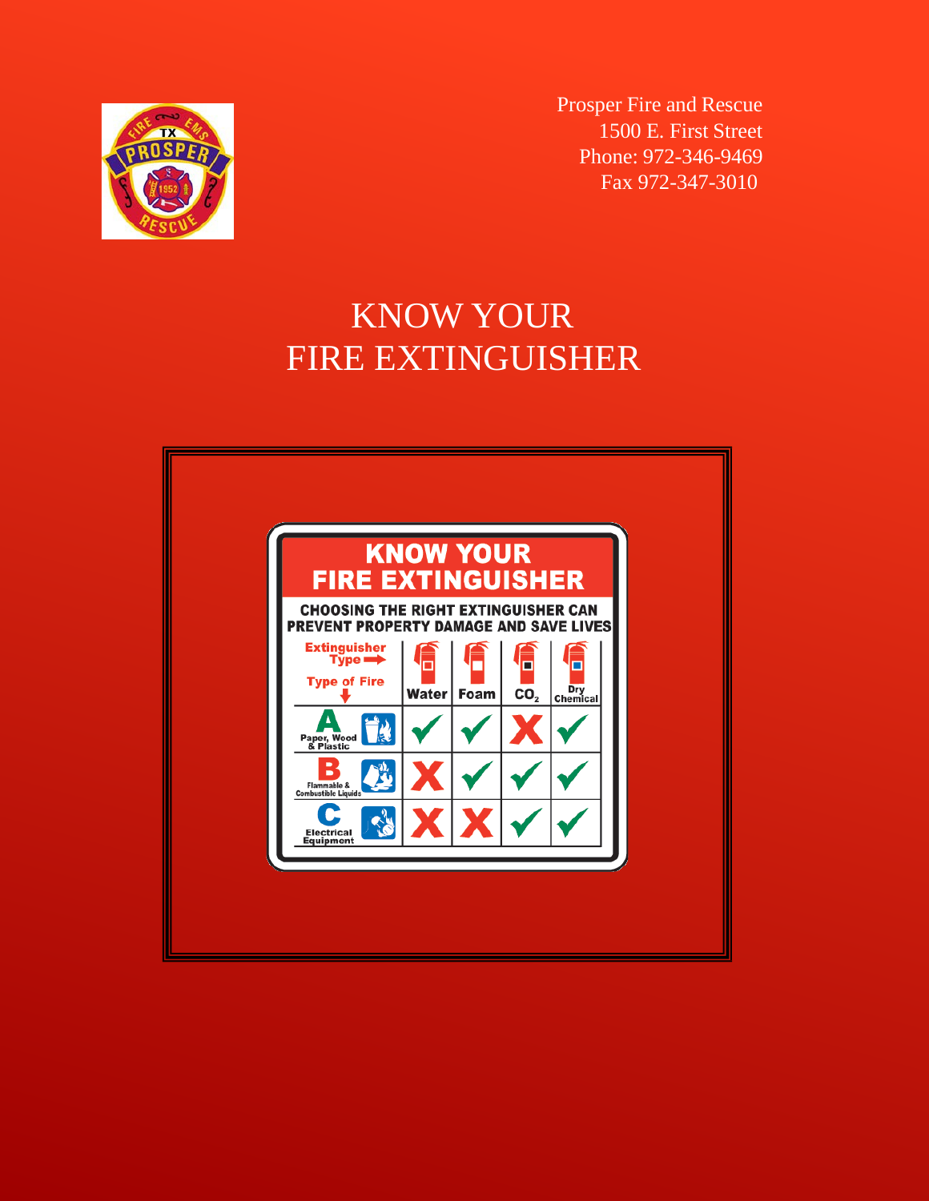Prosper Fire and Rescue
1500 E. First Street
Phone: 972-346-9469
Fax 972-347-3010

# KNOW YOUR FIRE EXTINGUISHER

## KNOW YOUR FIRE EXTINGUISHER

**CHOOSING THE RIGHT EXTINGUISHER CAN PREVENT PROPERTY DAMAGE AND SAVE LIVES**

| Type of Fire / Extinguisher Type | Water | Foam | $CO_2$ | Dry Chemical |
|---|---|---|---|---|
| A — Paper, Wood & Plastic | ✓ | ✓ | ✗ | ✓ |
| B — Flammable & Combustible Liquids | ✗ | ✓ | ✓ | ✓ |
| C — Electrical Equipment | ✗ | ✗ | ✓ | ✓ |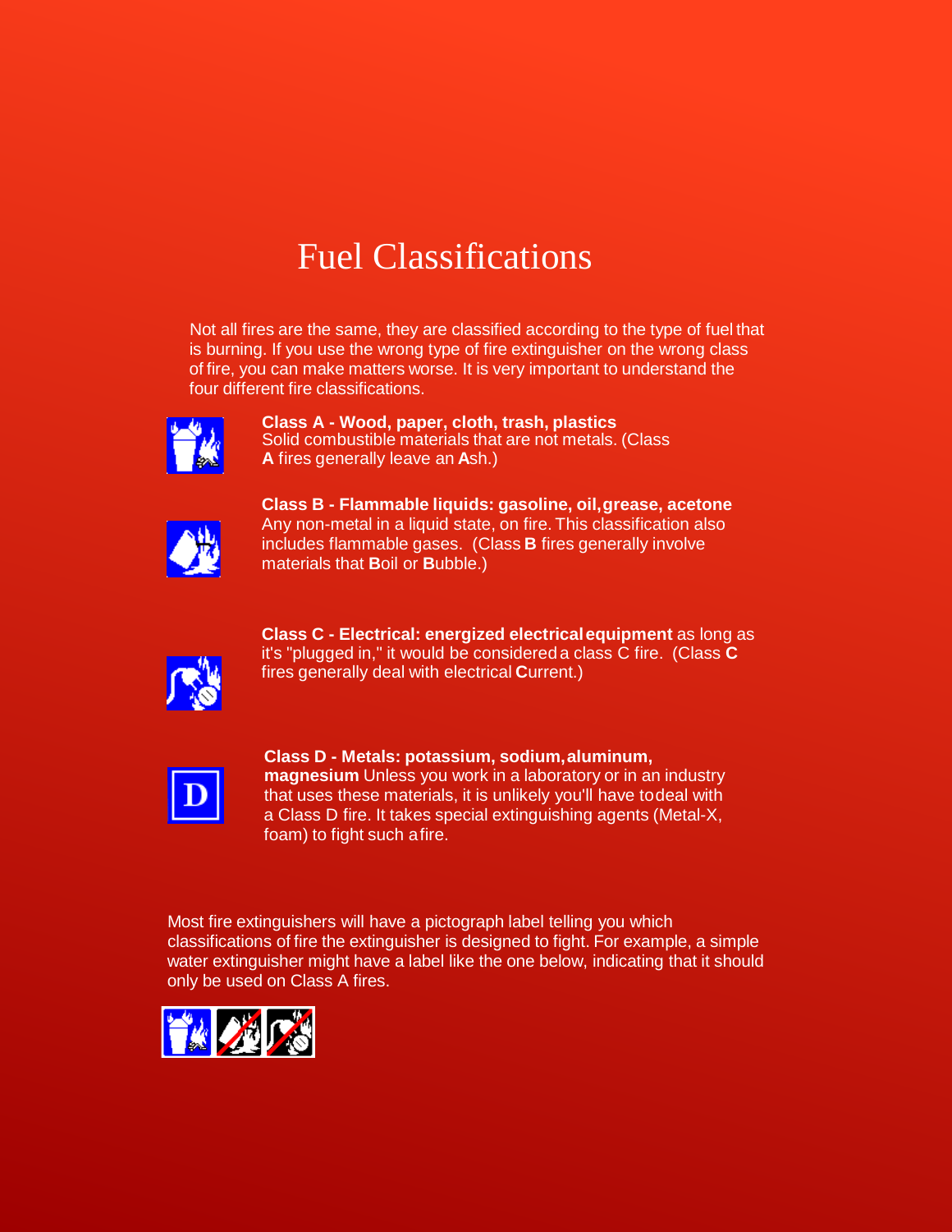# Fuel Classifications

Not all fires are the same, they are classified according to the type of fuel that is burning. If you use the wrong type of fire extinguisher on the wrong class of fire, you can make matters worse. It is very important to understand the four different fire classifications.

**Class A - Wood, paper, cloth, trash, plastics**
Solid combustible materials that are not metals. (Class **A** fires generally leave an **A**sh.)

**Class B - Flammable liquids: gasoline, oil, grease, acetone**
Any non-metal in a liquid state, on fire. This classification also includes flammable gases. (Class **B** fires generally involve materials that **B**oil or **B**ubble.)

**Class C - Electrical: energized electrical equipment** as long as it's "plugged in," it would be considered a class C fire. (Class **C** fires generally deal with electrical **C**urrent.)

**Class D - Metals: potassium, sodium, aluminum, magnesium** Unless you work in a laboratory or in an industry that uses these materials, it is unlikely you'll have to deal with a Class D fire. It takes special extinguishing agents (Metal-X, foam) to fight such a fire.

Most fire extinguishers will have a pictograph label telling you which classifications of fire the extinguisher is designed to fight. For example, a simple water extinguisher might have a label like the one below, indicating that it should only be used on Class A fires.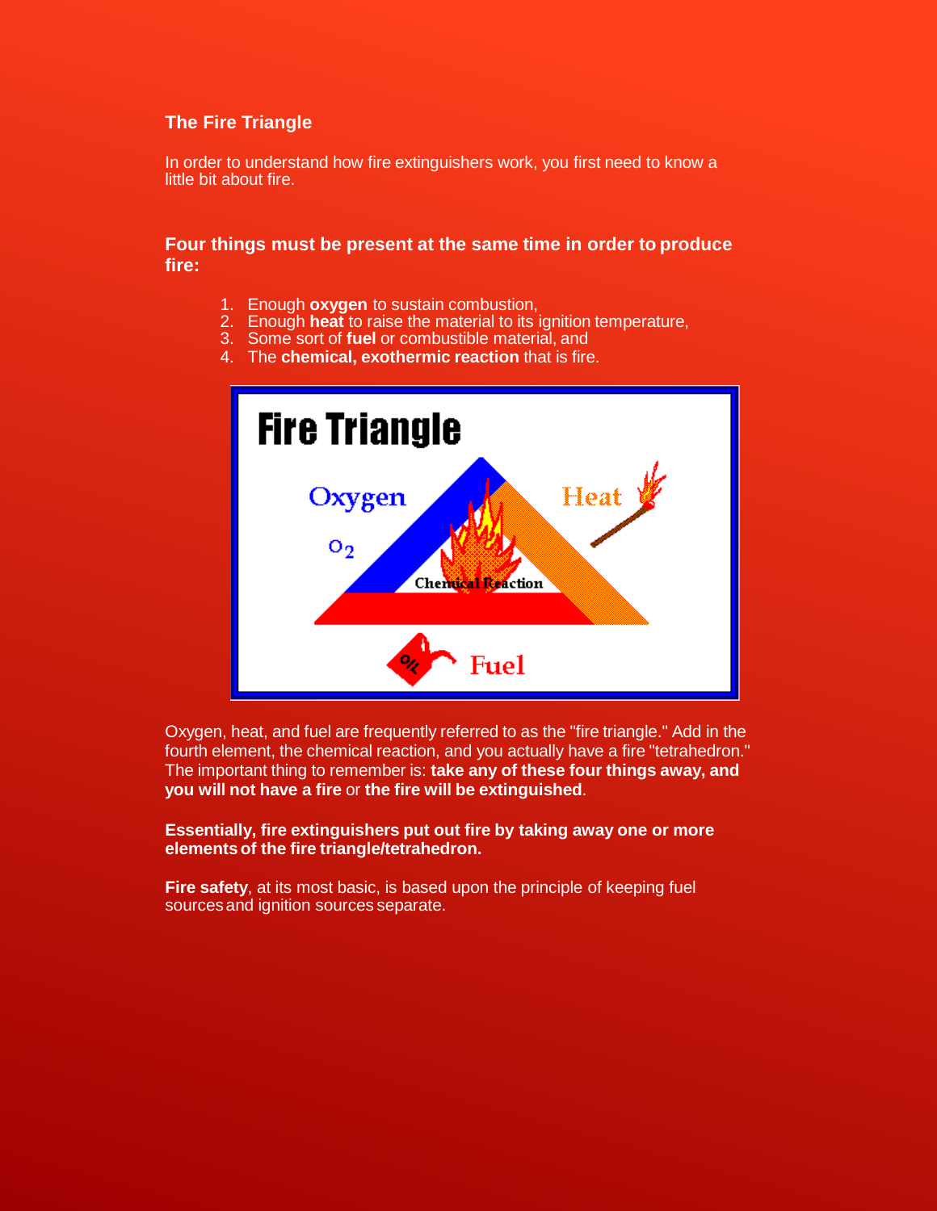## The Fire Triangle

In order to understand how fire extinguishers work, you first need to know a little bit about fire.

### Four things must be present at the same time in order to produce fire:

1. Enough **oxygen** to sustain combustion,
2. Enough **heat** to raise the material to its ignition temperature,
3. Some sort of **fuel** or combustible material, and
4. The **chemical, exothermic reaction** that is fire.

Oxygen, heat, and fuel are frequently referred to as the "fire triangle." Add in the fourth element, the chemical reaction, and you actually have a fire "tetrahedron." The important thing to remember is: **take any of these four things away, and you will not have a fire** or **the fire will be extinguished**.

**Essentially, fire extinguishers put out fire by taking away one or more elements of the fire triangle/tetrahedron.**

**Fire safety**, at its most basic, is based upon the principle of keeping fuel sources and ignition sources separate.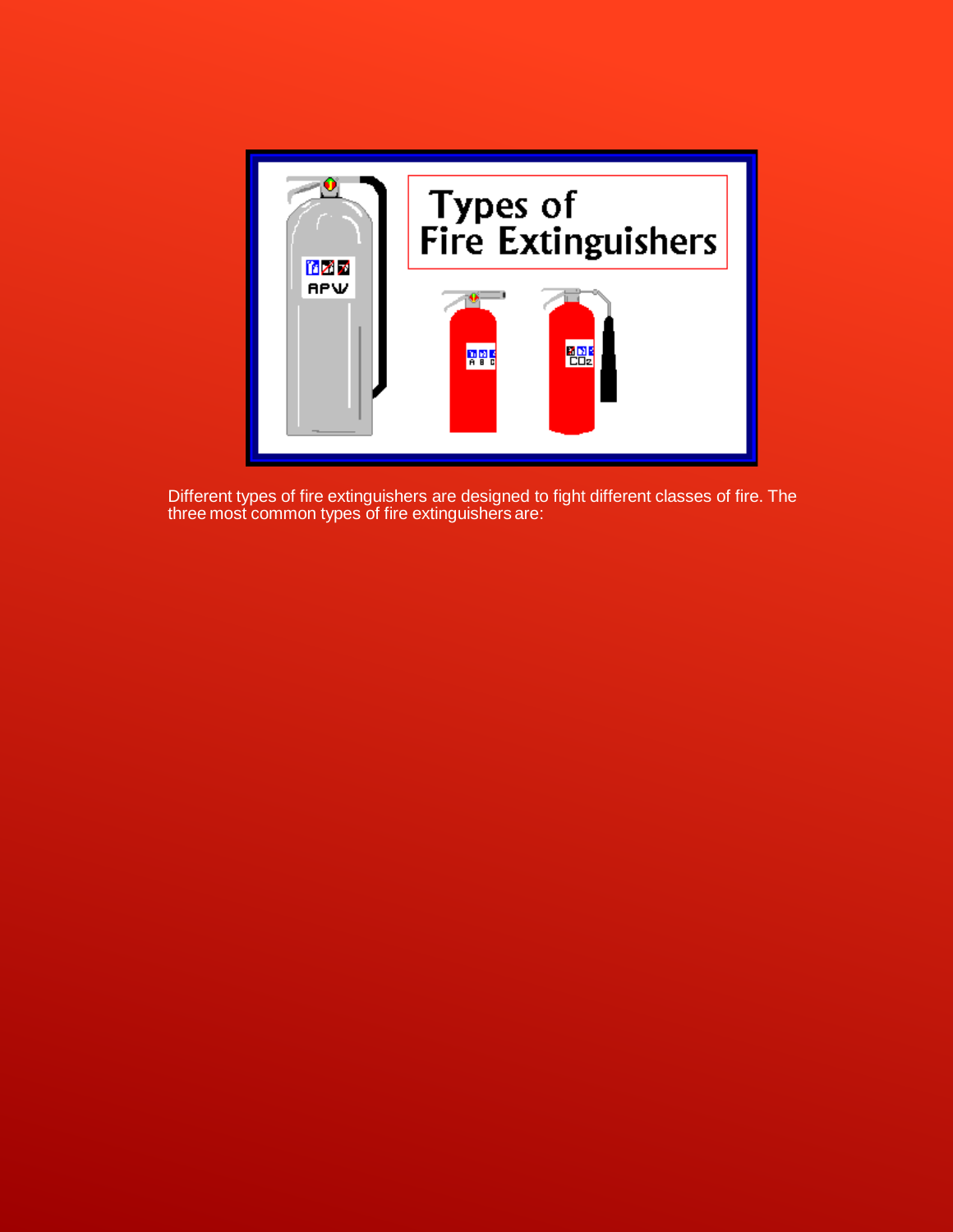Different types of fire extinguishers are designed to fight different classes of fire. The three most common types of fire extinguishers are: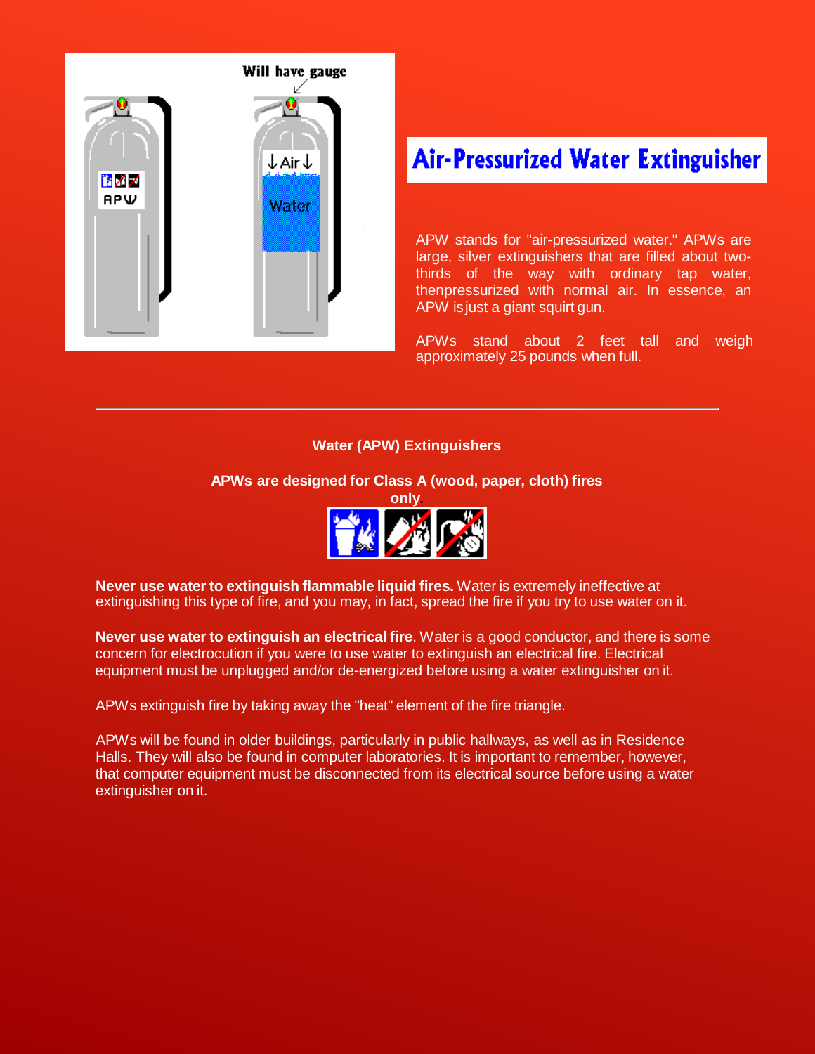# Air-Pressurized Water Extinguisher

APW stands for "air-pressurized water." APWs are large, silver extinguishers that are filled about two-thirds of the way with ordinary tap water, thenpressurized with normal air. In essence, an APW isjust a giant squirt gun.

APWs stand about 2 feet tall and weigh approximately 25 pounds when full.

---

**Water (APW) Extinguishers**

**APWs are designed for Class A (wood, paper, cloth) fires only**.

**Never use water to extinguish flammable liquid fires.** Water is extremely ineffective at extinguishing this type of fire, and you may, in fact, spread the fire if you try to use water on it.

**Never use water to extinguish an electrical fire**. Water is a good conductor, and there is some concern for electrocution if you were to use water to extinguish an electrical fire. Electrical equipment must be unplugged and/or de-energized before using a water extinguisher on it.

APWs extinguish fire by taking away the "heat" element of the fire triangle.

APWs will be found in older buildings, particularly in public hallways, as well as in Residence Halls. They will also be found in computer laboratories. It is important to remember, however, that computer equipment must be disconnected from its electrical source before using a water extinguisher on it.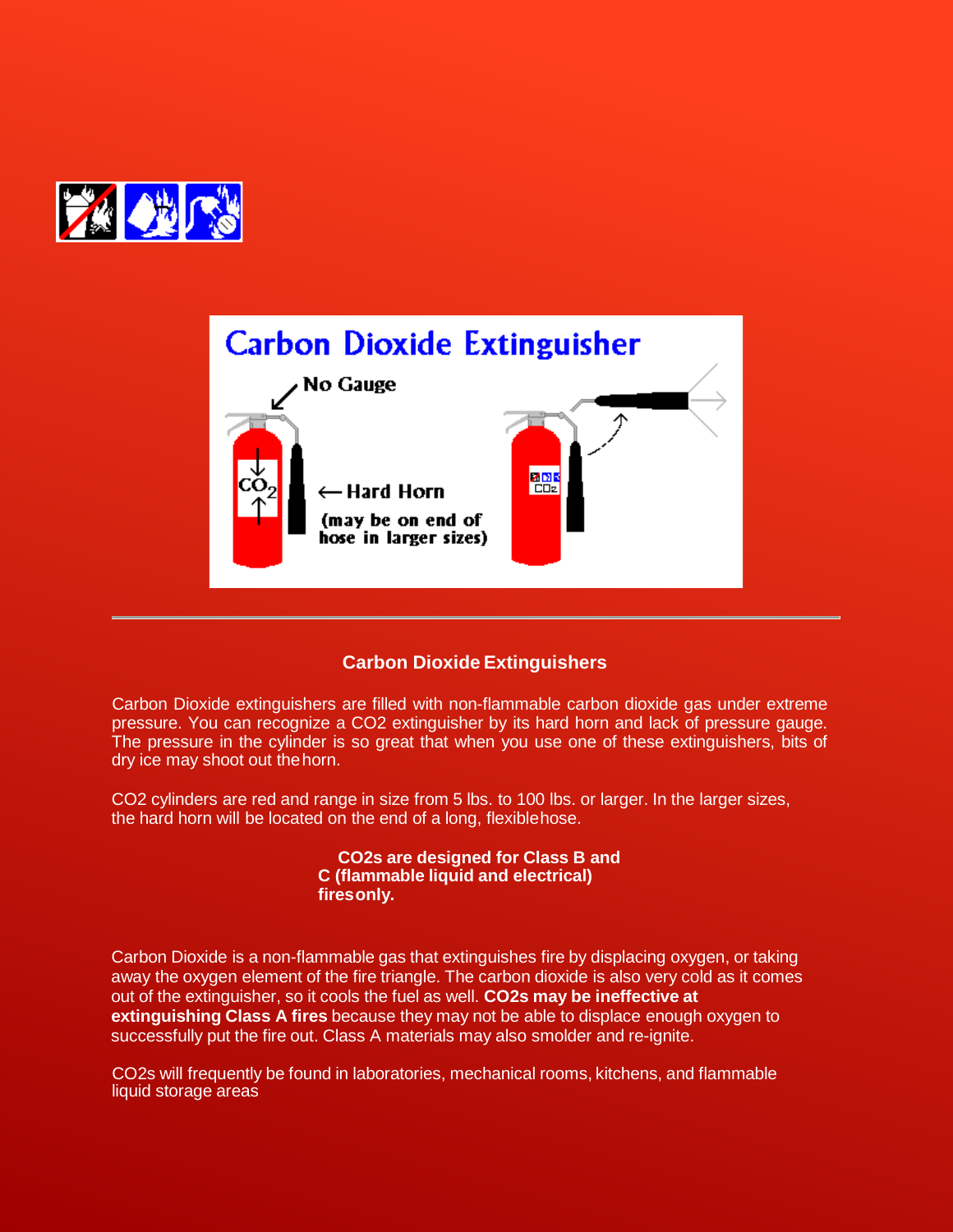## Carbon Dioxide Extinguishers

Carbon Dioxide extinguishers are filled with non-flammable carbon dioxide gas under extreme pressure. You can recognize a CO2 extinguisher by its hard horn and lack of pressure gauge. The pressure in the cylinder is so great that when you use one of these extinguishers, bits of dry ice may shoot out the horn.

CO2 cylinders are red and range in size from 5 lbs. to 100 lbs. or larger. In the larger sizes, the hard horn will be located on the end of a long, flexible hose.

**CO2s are designed for Class B and C (flammable liquid and electrical) fires only.**

Carbon Dioxide is a non-flammable gas that extinguishes fire by displacing oxygen, or taking away the oxygen element of the fire triangle. The carbon dioxide is also very cold as it comes out of the extinguisher, so it cools the fuel as well. **CO2s may be ineffective at extinguishing Class A fires** because they may not be able to displace enough oxygen to successfully put the fire out. Class A materials may also smolder and re-ignite.

CO2s will frequently be found in laboratories, mechanical rooms, kitchens, and flammable liquid storage areas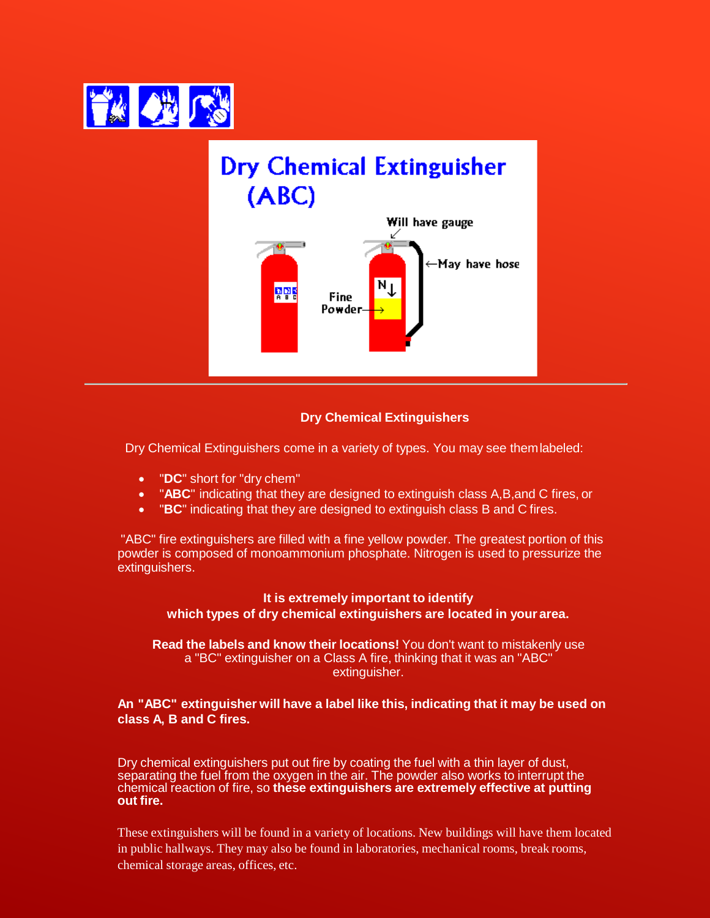Dry Chemical Extinguisher (ABC)

Will have gauge

May have hose

Fine Powder

## Dry Chemical Extinguishers

Dry Chemical Extinguishers come in a variety of types. You may see them labeled:

- "**DC**" short for "dry chem"
- "**ABC**" indicating that they are designed to extinguish class A,B,and C fires, or
- "**BC**" indicating that they are designed to extinguish class B and C fires.

"ABC" fire extinguishers are filled with a fine yellow powder. The greatest portion of this powder is composed of monoammonium phosphate. Nitrogen is used to pressurize the extinguishers.

**It is extremely important to identify which types of dry chemical extinguishers are located in your area.**

**Read the labels and know their locations!** You don't want to mistakenly use a "BC" extinguisher on a Class A fire, thinking that it was an "ABC" extinguisher.

**An "ABC" extinguisher will have a label like this, indicating that it may be used on class A, B and C fires.**

Dry chemical extinguishers put out fire by coating the fuel with a thin layer of dust, separating the fuel from the oxygen in the air. The powder also works to interrupt the chemical reaction of fire, so **these extinguishers are extremely effective at putting out fire.**

These extinguishers will be found in a variety of locations. New buildings will have them located in public hallways. They may also be found in laboratories, mechanical rooms, break rooms, chemical storage areas, offices, etc.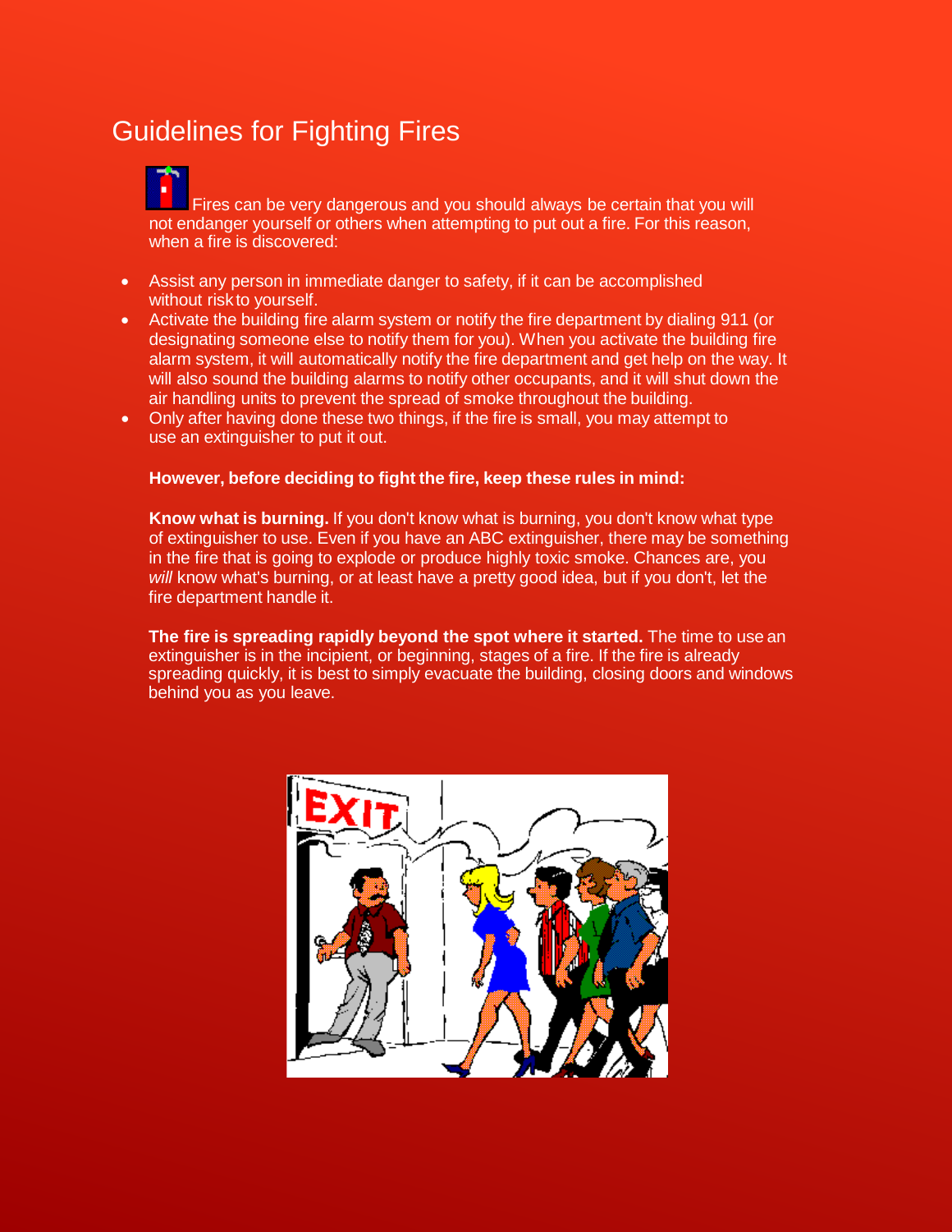# Guidelines for Fighting Fires

Fires can be very dangerous and you should always be certain that you will not endanger yourself or others when attempting to put out a fire. For this reason, when a fire is discovered:

- Assist any person in immediate danger to safety, if it can be accomplished without risk to yourself.
- Activate the building fire alarm system or notify the fire department by dialing 911 (or designating someone else to notify them for you). When you activate the building fire alarm system, it will automatically notify the fire department and get help on the way. It will also sound the building alarms to notify other occupants, and it will shut down the air handling units to prevent the spread of smoke throughout the building.
- Only after having done these two things, if the fire is small, you may attempt to use an extinguisher to put it out.

**However, before deciding to fight the fire, keep these rules in mind:**

**Know what is burning.** If you don't know what is burning, you don't know what type of extinguisher to use. Even if you have an ABC extinguisher, there may be something in the fire that is going to explode or produce highly toxic smoke. Chances are, you *will* know what's burning, or at least have a pretty good idea, but if you don't, let the fire department handle it.

**The fire is spreading rapidly beyond the spot where it started.** The time to use an extinguisher is in the incipient, or beginning, stages of a fire. If the fire is already spreading quickly, it is best to simply evacuate the building, closing doors and windows behind you as you leave.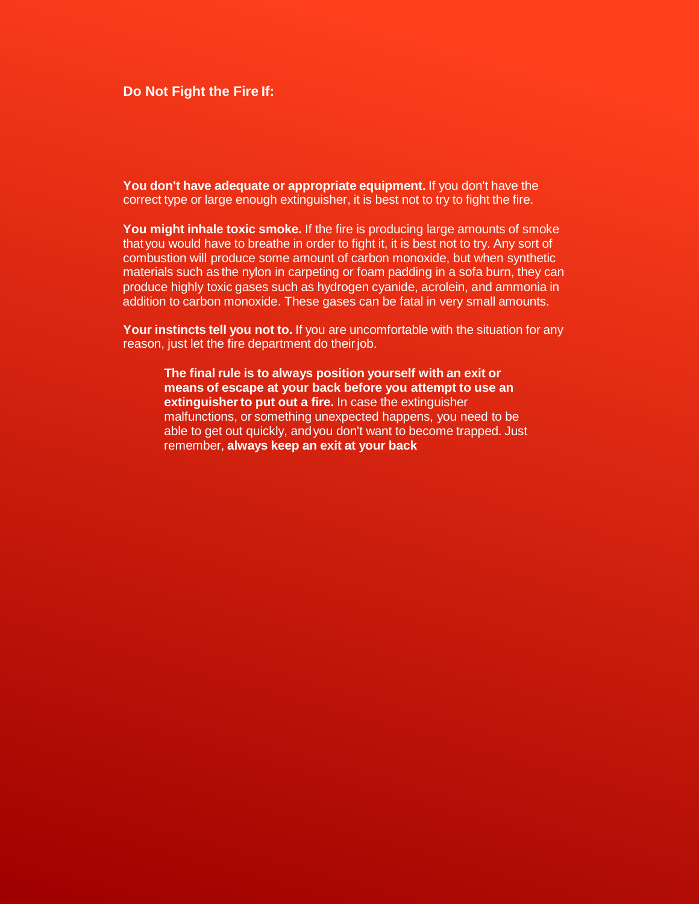**Do Not Fight the Fire If:**

**You don't have adequate or appropriate equipment.** If you don't have the correct type or large enough extinguisher, it is best not to try to fight the fire.

**You might inhale toxic smoke.** If the fire is producing large amounts of smoke that you would have to breathe in order to fight it, it is best not to try. Any sort of combustion will produce some amount of carbon monoxide, but when synthetic materials such as the nylon in carpeting or foam padding in a sofa burn, they can produce highly toxic gases such as hydrogen cyanide, acrolein, and ammonia in addition to carbon monoxide. These gases can be fatal in very small amounts.

**Your instincts tell you not to.** If you are uncomfortable with the situation for any reason, just let the fire department do their job.

> **The final rule is to always position yourself with an exit or means of escape at your back before you attempt to use an extinguisher to put out a fire.** In case the extinguisher malfunctions, or something unexpected happens, you need to be able to get out quickly, and you don't want to become trapped. Just remember, **always keep an exit at your back**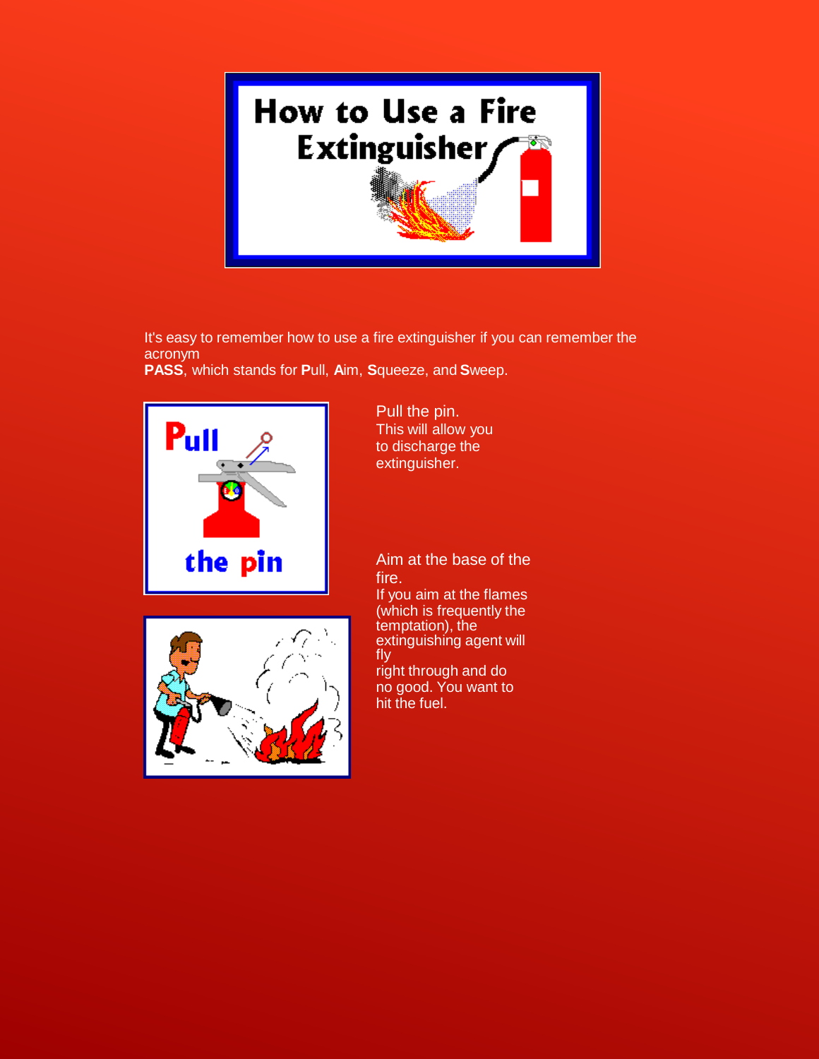# How to Use a Fire Extinguisher

It's easy to remember how to use a fire extinguisher if you can remember the acronym
**PASS**, which stands for **P**ull, **A**im, **S**queeze, and **S**weep.

Pull the pin.
This will allow you to discharge the extinguisher.

Aim at the base of the fire.
If you aim at the flames (which is frequently the temptation), the extinguishing agent will fly right through and do no good. You want to hit the fuel.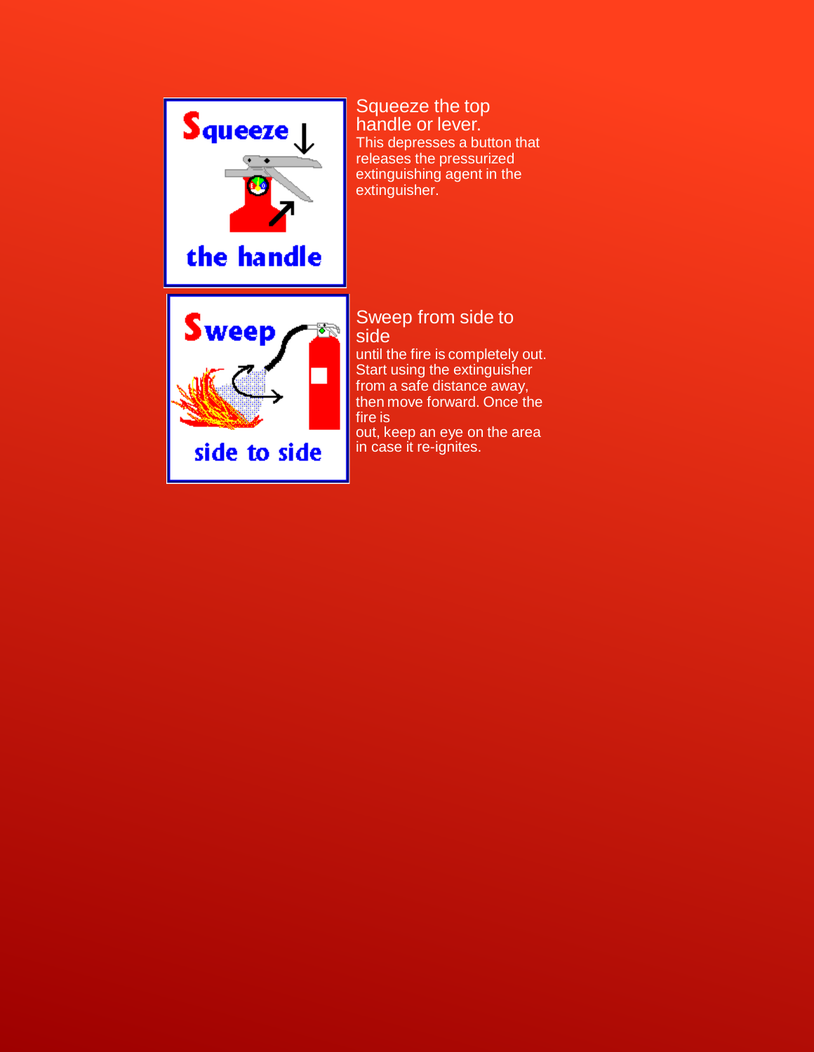Squeeze the top handle or lever.

This depresses a button that releases the pressurized extinguishing agent in the extinguisher.

Sweep from side to side

until the fire is completely out. Start using the extinguisher from a safe distance away, then move forward. Once the fire is out, keep an eye on the area in case it re-ignites.